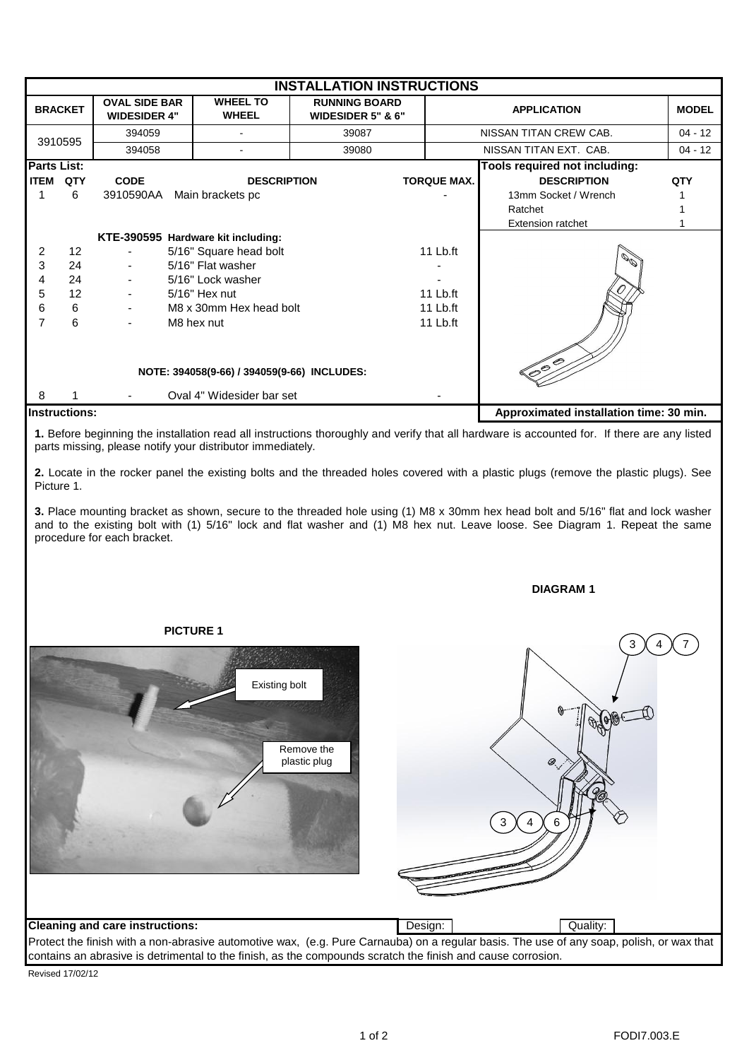# INSTALLATION INSTRUCTIONS

| BRACKET | OVAL SIDE BAR WIDESIDER 4" | WHEEL TO WHEEL | RUNNING BOARD WIDESIDER 5" & 6" | APPLICATION | MODEL |
|---|---|---|---|---|---|
| 3910595 | 394059 | - | 39087 | NISSAN TITAN CREW CAB. | 04 - 12 |
| | 394058 | - | 39080 | NISSAN TITAN EXT. CAB. | 04 - 12 |

**Parts List:**

| ITEM | QTY | CODE | DESCRIPTION | TORQUE MAX. |
|---|---|---|---|---|
| 1 | 6 | 3910590AA | Main brackets pc | - |
| | | **KTE-390595** | **Hardware kit including:** | |
| 2 | 12 | - | 5/16" Square head bolt | 11 Lb.ft |
| 3 | 24 | - | 5/16" Flat washer | - |
| 4 | 24 | - | 5/16" Lock washer | - |
| 5 | 12 | - | 5/16" Hex nut | 11 Lb.ft |
| 6 | 6 | - | M8 x 30mm Hex head bolt | 11 Lb.ft |
| 7 | 6 | - | M8 hex nut | 11 Lb.ft |
| | | | **NOTE: 394058(9-66) / 394059(9-66) INCLUDES:** | |
| 8 | 1 | - | Oval 4" Widesider bar set | - |

**Tools required not including:**

| DESCRIPTION | QTY |
|---|---|
| 13mm Socket / Wrench | 1 |
| Ratchet | 1 |
| Extension ratchet | 1 |

**Approximated installation time: 30 min.**

**Instructions:**

**1.** Before beginning the installation read all instructions thoroughly and verify that all hardware is accounted for. If there are any listed parts missing, please notify your distributor immediately.

**2.** Locate in the rocker panel the existing bolts and the threaded holes covered with a plastic plugs (remove the plastic plugs). See Picture 1.

**3.** Place mounting bracket as shown, secure to the threaded hole using (1) M8 x 30mm hex head bolt and 5/16" flat and lock washer and to the existing bolt with (1) 5/16" lock and flat washer and (1) M8 hex nut. Leave loose. See Diagram 1. Repeat the same procedure for each bracket.

**PICTURE 1**

Existing bolt

Remove the plastic plug

**DIAGRAM 1**

3 4 7

3 4 6

**Cleaning and care instructions:**

Design: Quality:

Protect the finish with a non-abrasive automotive wax, (e.g. Pure Carnauba) on a regular basis. The use of any soap, polish, or wax that contains an abrasive is detrimental to the finish, as the compounds scratch the finish and cause corrosion.

Revised 17/02/12

FODI7.003.E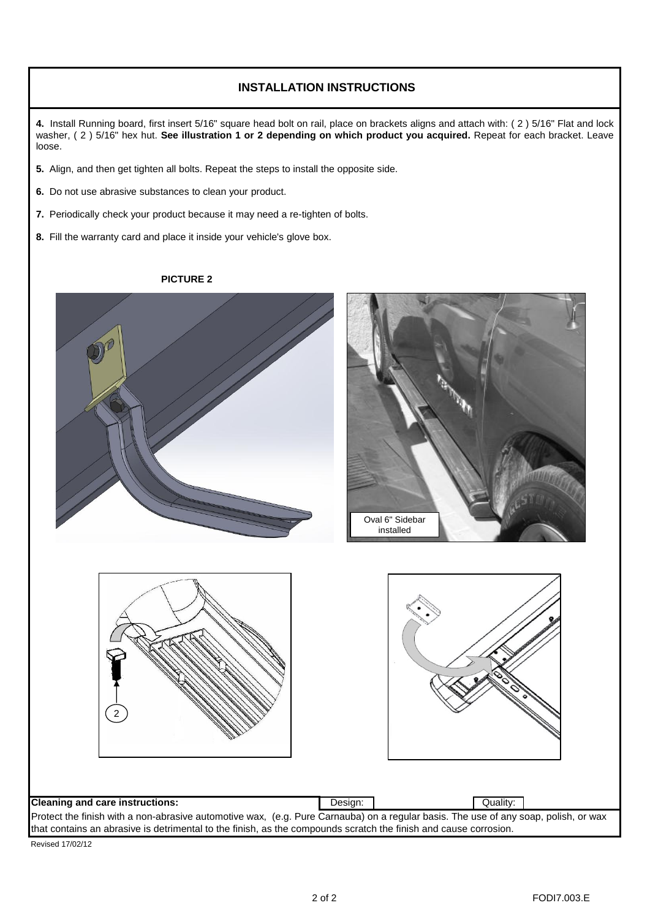## INSTALLATION INSTRUCTIONS

**4.** Install Running board, first insert 5/16" square head bolt on rail, place on brackets aligns and attach with: ( 2 ) 5/16" Flat and lock washer, ( 2 ) 5/16" hex hut. **See illustration 1 or 2 depending on which product you acquired.** Repeat for each bracket. Leave loose.

**5.** Align, and then get tighten all bolts. Repeat the steps to install the opposite side.

**6.** Do not use abrasive substances to clean your product.

**7.** Periodically check your product because it may need a re-tighten of bolts.

**8.** Fill the warranty card and place it inside your vehicle's glove box.

**PICTURE 2**

Oval 6" Sidebar installed

2

**Cleaning and care instructions:** Design: Quality:

Protect the finish with a non-abrasive automotive wax, (e.g. Pure Carnauba) on a regular basis. The use of any soap, polish, or wax that contains an abrasive is detrimental to the finish, as the compounds scratch the finish and cause corrosion.

Revised 17/02/12

FODI7.003.E